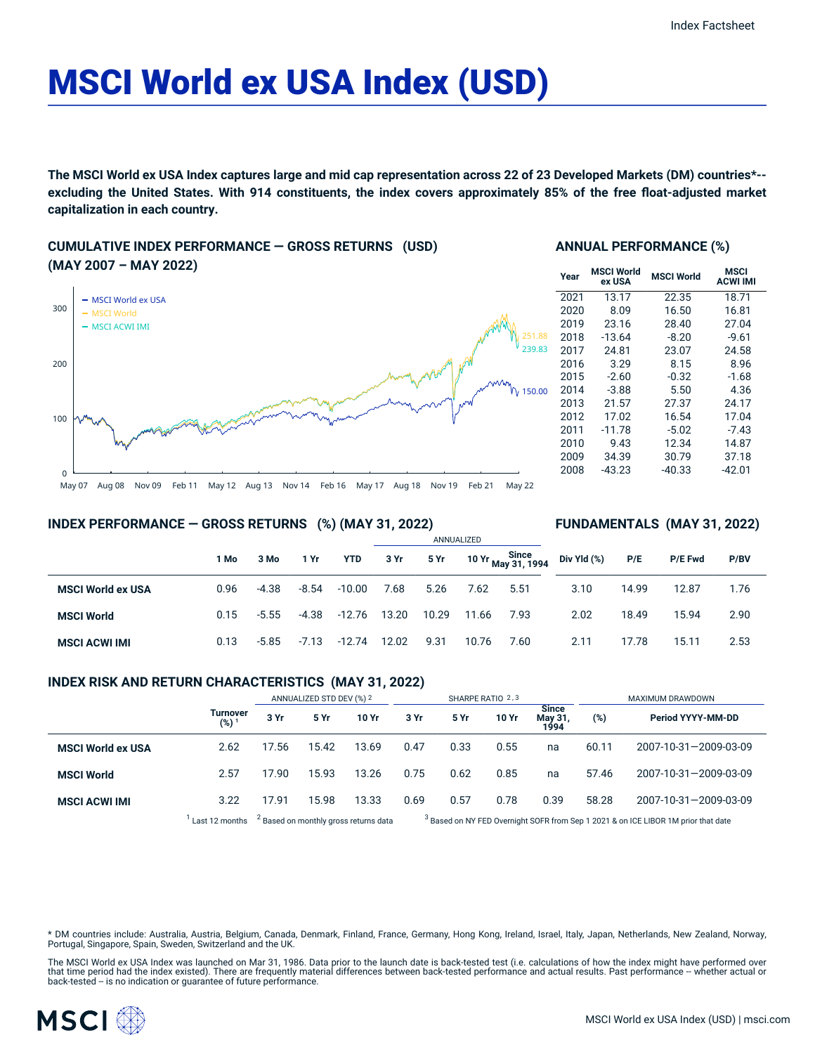# MSCI World ex USA Index (USD)

**The MSCI World ex USA Index captures large and mid cap representation across 22 of 23 Developed Markets (DM) countries*-- excluding the United States. With 914 constituents, the index covers approximately 85% of the free float-adjusted market capitalization in each country.**

## CUMULATIVE INDEX PERFORMANCE — GROSS RETURNS (USD) (MAY 2007 – MAY 2022)

## ANNUAL PERFORMANCE (%)

| Year | MSCI World ex USA | MSCI World | MSCI ACWI IMI |
|---|---|---|---|
| 2021 | 13.17 | 22.35 | 18.71 |
| 2020 | 8.09 | 16.50 | 16.81 |
| 2019 | 23.16 | 28.40 | 27.04 |
| 2018 | -13.64 | -8.20 | -9.61 |
| 2017 | 24.81 | 23.07 | 24.58 |
| 2016 | 3.29 | 8.15 | 8.96 |
| 2015 | -2.60 | -0.32 | -1.68 |
| 2014 | -3.88 | 5.50 | 4.36 |
| 2013 | 21.57 | 27.37 | 24.17 |
| 2012 | 17.02 | 16.54 | 17.04 |
| 2011 | -11.78 | -5.02 | -7.43 |
| 2010 | 9.43 | 12.34 | 14.87 |
| 2009 | 34.39 | 30.79 | 37.18 |
| 2008 | -43.23 | -40.33 | -42.01 |

## INDEX PERFORMANCE — GROSS RETURNS (%) (MAY 31, 2022)

## FUNDAMENTALS (MAY 31, 2022)

| | | | | | ANNUALIZED | | | | | | | |
|---|---|---|---|---|---|---|---|---|---|---|---|---|
| | 1 Mo | 3 Mo | 1 Yr | YTD | 3 Yr | 5 Yr | 10 Yr | Since May 31, 1994 | Div Yld (%) | P/E | P/E Fwd | P/BV |
| **MSCI World ex USA** | 0.96 | -4.38 | -8.54 | -10.00 | 7.68 | 5.26 | 7.62 | 5.51 | 3.10 | 14.99 | 12.87 | 1.76 |
| **MSCI World** | 0.15 | -5.55 | -4.38 | -12.76 | 13.20 | 10.29 | 11.66 | 7.93 | 2.02 | 18.49 | 15.94 | 2.90 |
| **MSCI ACWI IMI** | 0.13 | -5.85 | -7.13 | -12.74 | 12.02 | 9.31 | 10.76 | 7.60 | 2.11 | 17.78 | 15.11 | 2.53 |

## INDEX RISK AND RETURN CHARACTERISTICS (MAY 31, 2022)

| | | ANNUALIZED STD DEV (%) [2] | | | SHARPE RATIO [2,3] | | | | MAXIMUM DRAWDOWN | |
|---|---|---|---|---|---|---|---|---|---|---|
| | Turnover (%) [1] | 3 Yr | 5 Yr | 10 Yr | 3 Yr | 5 Yr | 10 Yr | Since May 31, 1994 | (%) | Period YYYY-MM-DD |
| **MSCI World ex USA** | 2.62 | 17.56 | 15.42 | 13.69 | 0.47 | 0.33 | 0.55 | na | 60.11 | 2007-10-31—2009-03-09 |
| **MSCI World** | 2.57 | 17.90 | 15.93 | 13.26 | 0.75 | 0.62 | 0.85 | na | 57.46 | 2007-10-31—2009-03-09 |
| **MSCI ACWI IMI** | 3.22 | 17.91 | 15.98 | 13.33 | 0.69 | 0.57 | 0.78 | 0.39 | 58.28 | 2007-10-31—2009-03-09 |

[1] Last 12 months [2] Based on monthly gross returns data [3] Based on NY FED Overnight SOFR from Sep 1 2021 & on ICE LIBOR 1M prior that date

* DM countries include: Australia, Austria, Belgium, Canada, Denmark, Finland, France, Germany, Hong Kong, Ireland, Israel, Italy, Japan, Netherlands, New Zealand, Norway, Portugal, Singapore, Spain, Sweden, Switzerland and the UK.

The MSCI World ex USA Index was launched on Mar 31, 1986. Data prior to the launch date is back-tested test (i.e. calculations of how the index might have performed over that time period had the index existed). There are frequently material differences between back-tested performance and actual results. Past performance -- whether actual or back-tested -- is no indication or guarantee of future performance.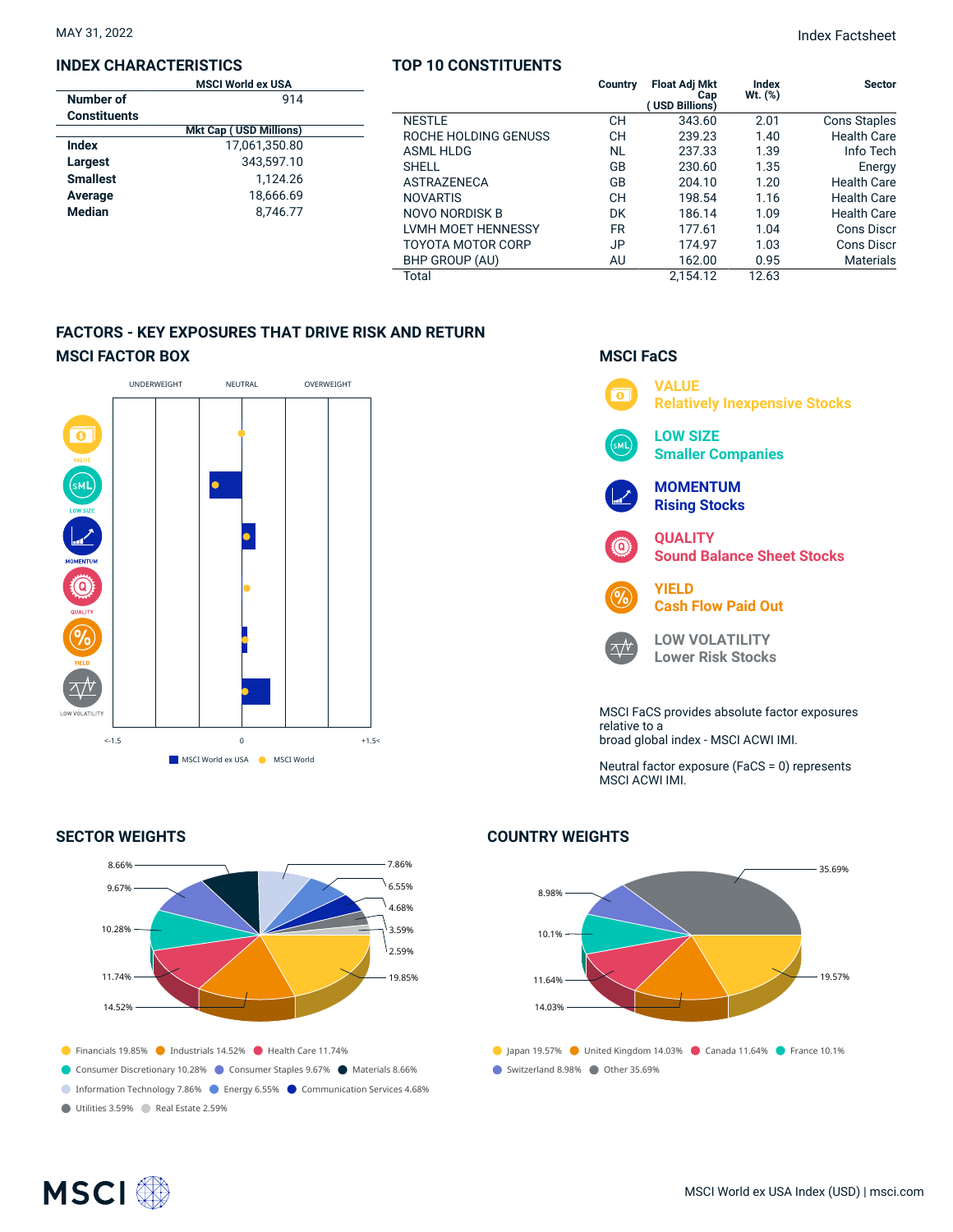MAY 31, 2022

Index Factsheet

## INDEX CHARACTERISTICS

| | MSCI World ex USA |
|---|---|
| Number of Constituents | 914 |
| | Mkt Cap ( USD Millions) |
| Index | 17,061,350.80 |
| Largest | 343,597.10 |
| Smallest | 1,124.26 |
| Average | 18,666.69 |
| Median | 8,746.77 |

## TOP 10 CONSTITUENTS

| | Country | Float Adj Mkt Cap ( USD Billions) | Index Wt. (%) | Sector |
|---|---|---|---|---|
| NESTLE | CH | 343.60 | 2.01 | Cons Staples |
| ROCHE HOLDING GENUSS | CH | 239.23 | 1.40 | Health Care |
| ASML HLDG | NL | 237.33 | 1.39 | Info Tech |
| SHELL | GB | 230.60 | 1.35 | Energy |
| ASTRAZENECA | GB | 204.10 | 1.20 | Health Care |
| NOVARTIS | CH | 198.54 | 1.16 | Health Care |
| NOVO NORDISK B | DK | 186.14 | 1.09 | Health Care |
| LVMH MOET HENNESSY | FR | 177.61 | 1.04 | Cons Discr |
| TOYOTA MOTOR CORP | JP | 174.97 | 1.03 | Cons Discr |
| BHP GROUP (AU) | AU | 162.00 | 0.95 | Materials |
| Total | | 2,154.12 | 12.63 | |

## FACTORS - KEY EXPOSURES THAT DRIVE RISK AND RETURN

### MSCI FACTOR BOX

UNDERWEIGHT | NEUTRAL | OVERWEIGHT

VALUE, LOW SIZE, MOMENTUM, QUALITY, YIELD, LOW VOLATILITY

<-1.5 | 0 | +1.5<

MSCI World ex USA | MSCI World

### MSCI FaCS

**VALUE**
Relatively Inexpensive Stocks

**LOW SIZE**
Smaller Companies

**MOMENTUM**
Rising Stocks

**QUALITY**
Sound Balance Sheet Stocks

**YIELD**
Cash Flow Paid Out

**LOW VOLATILITY**
Lower Risk Stocks

MSCI FaCS provides absolute factor exposures relative to a broad global index - MSCI ACWI IMI.

Neutral factor exposure (FaCS = 0) represents MSCI ACWI IMI.

## SECTOR WEIGHTS

- Financials 19.85%
- Industrials 14.52%
- Health Care 11.74%
- Consumer Discretionary 10.28%
- Consumer Staples 9.67%
- Materials 8.66%
- Information Technology 7.86%
- Energy 6.55%
- Communication Services 4.68%
- Utilities 3.59%
- Real Estate 2.59%

## COUNTRY WEIGHTS

- Japan 19.57%
- United Kingdom 14.03%
- Canada 11.64%
- France 10.1%
- Switzerland 8.98%
- Other 35.69%

MSCI World ex USA Index (USD) | msci.com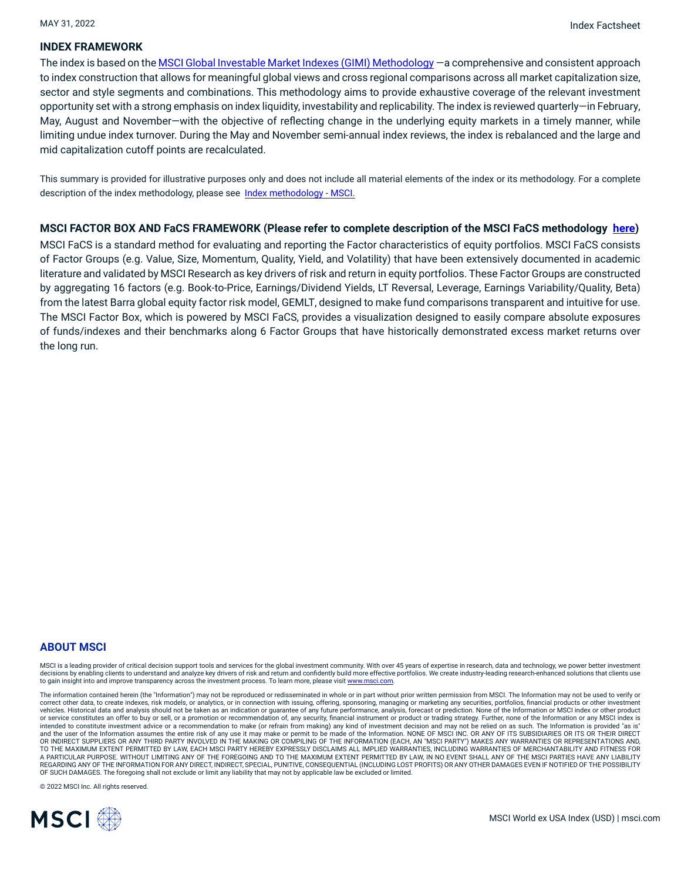## INDEX FRAMEWORK

The index is based on the MSCI Global Investable Market Indexes (GIMI) Methodology —a comprehensive and consistent approach to index construction that allows for meaningful global views and cross regional comparisons across all market capitalization size, sector and style segments and combinations. This methodology aims to provide exhaustive coverage of the relevant investment opportunity set with a strong emphasis on index liquidity, investability and replicability. The index is reviewed quarterly—in February, May, August and November—with the objective of reflecting change in the underlying equity markets in a timely manner, while limiting undue index turnover. During the May and November semi-annual index reviews, the index is rebalanced and the large and mid capitalization cutoff points are recalculated.

This summary is provided for illustrative purposes only and does not include all material elements of the index or its methodology. For a complete description of the index methodology, please see Index methodology - MSCI.

## MSCI FACTOR BOX AND FaCS FRAMEWORK (Please refer to complete description of the MSCI FaCS methodology **here**)

MSCI FaCS is a standard method for evaluating and reporting the Factor characteristics of equity portfolios. MSCI FaCS consists of Factor Groups (e.g. Value, Size, Momentum, Quality, Yield, and Volatility) that have been extensively documented in academic literature and validated by MSCI Research as key drivers of risk and return in equity portfolios. These Factor Groups are constructed by aggregating 16 factors (e.g. Book-to-Price, Earnings/Dividend Yields, LT Reversal, Leverage, Earnings Variability/Quality, Beta) from the latest Barra global equity factor risk model, GEMLT, designed to make fund comparisons transparent and intuitive for use. The MSCI Factor Box, which is powered by MSCI FaCS, provides a visualization designed to easily compare absolute exposures of funds/indexes and their benchmarks along 6 Factor Groups that have historically demonstrated excess market returns over the long run.

## ABOUT MSCI

MSCI is a leading provider of critical decision support tools and services for the global investment community. With over 45 years of expertise in research, data and technology, we power better investment decisions by enabling clients to understand and analyze key drivers of risk and return and confidently build more effective portfolios. We create industry-leading research-enhanced solutions that clients use to gain insight into and improve transparency across the investment process. To learn more, please visit www.msci.com.

The information contained herein (the "Information") may not be reproduced or redisseminated in whole or in part without prior written permission from MSCI. The Information may not be used to verify or correct other data, to create indexes, risk models, or analytics, or in connection with issuing, offering, sponsoring, managing or marketing any securities, portfolios, financial products or other investment vehicles. Historical data and analysis should not be taken as an indication or guarantee of any future performance, analysis, forecast or prediction. None of the Information or MSCI index or other product or service constitutes an offer to buy or sell, or a promotion or recommendation of, any security, financial instrument or product or trading strategy. Further, none of the Information or any MSCI index is intended to constitute investment advice or a recommendation to make (or refrain from making) any kind of investment decision and may not be relied on as such. The Information is provided "as is" and the user of the Information assumes the entire risk of any use it may make or permit to be made of the Information. NONE OF MSCI INC. OR ANY OF ITS SUBSIDIARIES OR ITS OR THEIR DIRECT OR INDIRECT SUPPLIERS OR ANY THIRD PARTY INVOLVED IN THE MAKING OR COMPILING OF THE INFORMATION (EACH, AN "MSCI PARTY") MAKES ANY WARRANTIES OR REPRESENTATIONS AND, TO THE MAXIMUM EXTENT PERMITTED BY LAW, EACH MSCI PARTY HEREBY EXPRESSLY DISCLAIMS ALL IMPLIED WARRANTIES, INCLUDING WARRANTIES OF MERCHANTABILITY AND FITNESS FOR A PARTICULAR PURPOSE. WITHOUT LIMITING ANY OF THE FOREGOING AND TO THE MAXIMUM EXTENT PERMITTED BY LAW, IN NO EVENT SHALL ANY OF THE MSCI PARTIES HAVE ANY LIABILITY REGARDING ANY OF THE INFORMATION FOR ANY DIRECT, INDIRECT, SPECIAL, PUNITIVE, CONSEQUENTIAL (INCLUDING LOST PROFITS) OR ANY OTHER DAMAGES EVEN IF NOTIFIED OF THE POSSIBILITY OF SUCH DAMAGES. The foregoing shall not exclude or limit any liability that may not by applicable law be excluded or limited.

© 2022 MSCI Inc. All rights reserved.